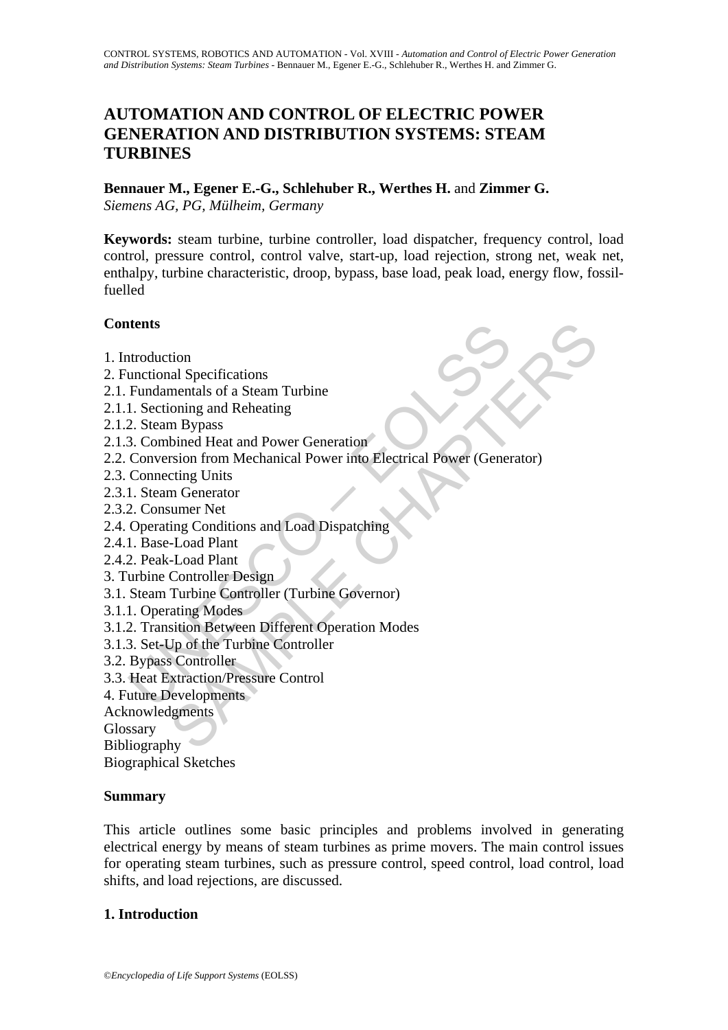# AUTOMATION AND CONTROL OF ELECTRIC POWER GENERATION AND DISTRIBUTION SYSTEMS: STEAM TURBINES

**Bennauer M., Egener E.-G., Schlehuber R., Werthes H.** and **Zimmer G.**
*Siemens AG, PG, Mülheim, Germany*

**Keywords:** steam turbine, turbine controller, load dispatcher, frequency control, load control, pressure control, control valve, start-up, load rejection, strong net, weak net, enthalpy, turbine characteristic, droop, bypass, base load, peak load, energy flow, fossil-fuelled

## Contents

1. Introduction
2. Functional Specifications
2.1. Fundamentals of a Steam Turbine
2.1.1. Sectioning and Reheating
2.1.2. Steam Bypass
2.1.3. Combined Heat and Power Generation
2.2. Conversion from Mechanical Power into Electrical Power (Generator)
2.3. Connecting Units
2.3.1. Steam Generator
2.3.2. Consumer Net
2.4. Operating Conditions and Load Dispatching
2.4.1. Base-Load Plant
2.4.2. Peak-Load Plant
3. Turbine Controller Design
3.1. Steam Turbine Controller (Turbine Governor)
3.1.1. Operating Modes
3.1.2. Transition Between Different Operation Modes
3.1.3. Set-Up of the Turbine Controller
3.2. Bypass Controller
3.3. Heat Extraction/Pressure Control
4. Future Developments
Acknowledgments
Glossary
Bibliography
Biographical Sketches

## Summary

This article outlines some basic principles and problems involved in generating electrical energy by means of steam turbines as prime movers. The main control issues for operating steam turbines, such as pressure control, speed control, load control, load shifts, and load rejections, are discussed.

## 1. Introduction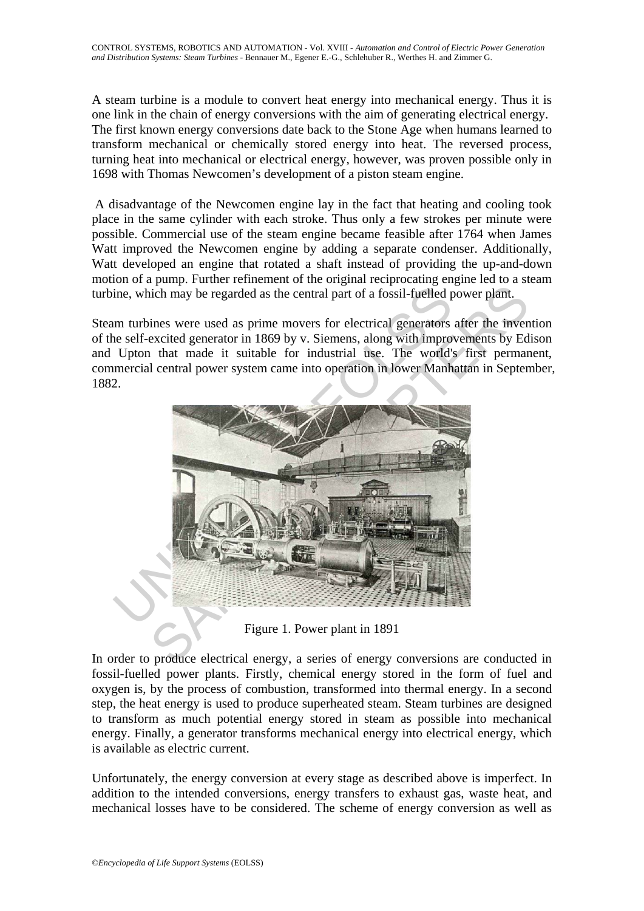A steam turbine is a module to convert heat energy into mechanical energy. Thus it is one link in the chain of energy conversions with the aim of generating electrical energy. The first known energy conversions date back to the Stone Age when humans learned to transform mechanical or chemically stored energy into heat. The reversed process, turning heat into mechanical or electrical energy, however, was proven possible only in 1698 with Thomas Newcomen's development of a piston steam engine.

A disadvantage of the Newcomen engine lay in the fact that heating and cooling took place in the same cylinder with each stroke. Thus only a few strokes per minute were possible. Commercial use of the steam engine became feasible after 1764 when James Watt improved the Newcomen engine by adding a separate condenser. Additionally, Watt developed an engine that rotated a shaft instead of providing the up-and-down motion of a pump. Further refinement of the original reciprocating engine led to a steam turbine, which may be regarded as the central part of a fossil-fuelled power plant.

Steam turbines were used as prime movers for electrical generators after the invention of the self-excited generator in 1869 by v. Siemens, along with improvements by Edison and Upton that made it suitable for industrial use. The world's first permanent, commercial central power system came into operation in lower Manhattan in September, 1882.

Figure 1. Power plant in 1891

In order to produce electrical energy, a series of energy conversions are conducted in fossil-fuelled power plants. Firstly, chemical energy stored in the form of fuel and oxygen is, by the process of combustion, transformed into thermal energy. In a second step, the heat energy is used to produce superheated steam. Steam turbines are designed to transform as much potential energy stored in steam as possible into mechanical energy. Finally, a generator transforms mechanical energy into electrical energy, which is available as electric current.

Unfortunately, the energy conversion at every stage as described above is imperfect. In addition to the intended conversions, energy transfers to exhaust gas, waste heat, and mechanical losses have to be considered. The scheme of energy conversion as well as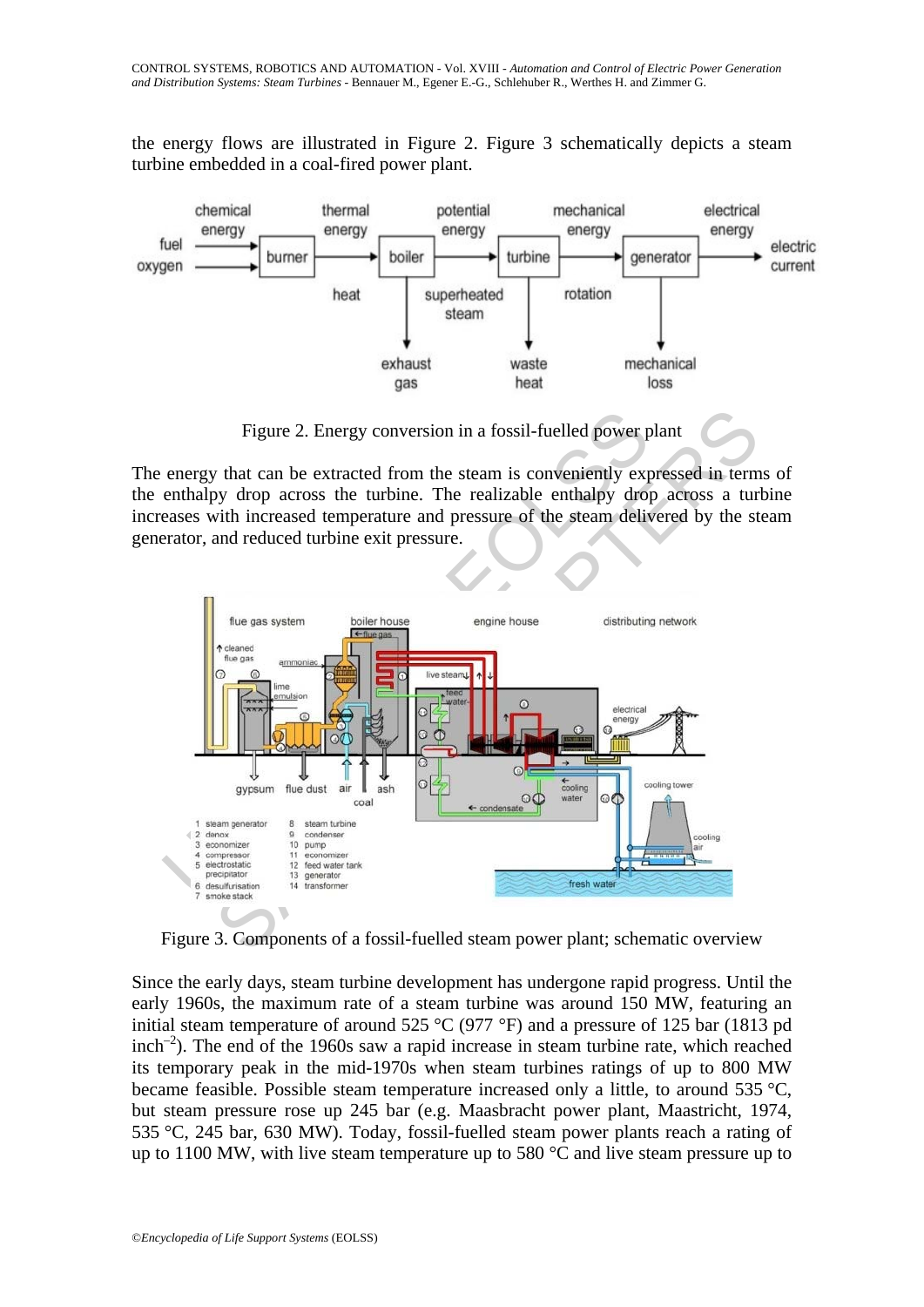the energy flows are illustrated in Figure 2. Figure 3 schematically depicts a steam turbine embedded in a coal-fired power plant.

Figure 2. Energy conversion in a fossil-fuelled power plant

The energy that can be extracted from the steam is conveniently expressed in terms of the enthalpy drop across the turbine. The realizable enthalpy drop across a turbine increases with increased temperature and pressure of the steam delivered by the steam generator, and reduced turbine exit pressure.

Figure 3. Components of a fossil-fuelled steam power plant; schematic overview

Since the early days, steam turbine development has undergone rapid progress. Until the early 1960s, the maximum rate of a steam turbine was around 150 MW, featuring an initial steam temperature of around 525 °C (977 °F) and a pressure of 125 bar (1813 pd inch$^{-2}$). The end of the 1960s saw a rapid increase in steam turbine rate, which reached its temporary peak in the mid-1970s when steam turbines ratings of up to 800 MW became feasible. Possible steam temperature increased only a little, to around 535 °C, but steam pressure rose up 245 bar (e.g. Maasbracht power plant, Maastricht, 1974, 535 °C, 245 bar, 630 MW). Today, fossil-fuelled steam power plants reach a rating of up to 1100 MW, with live steam temperature up to 580 °C and live steam pressure up to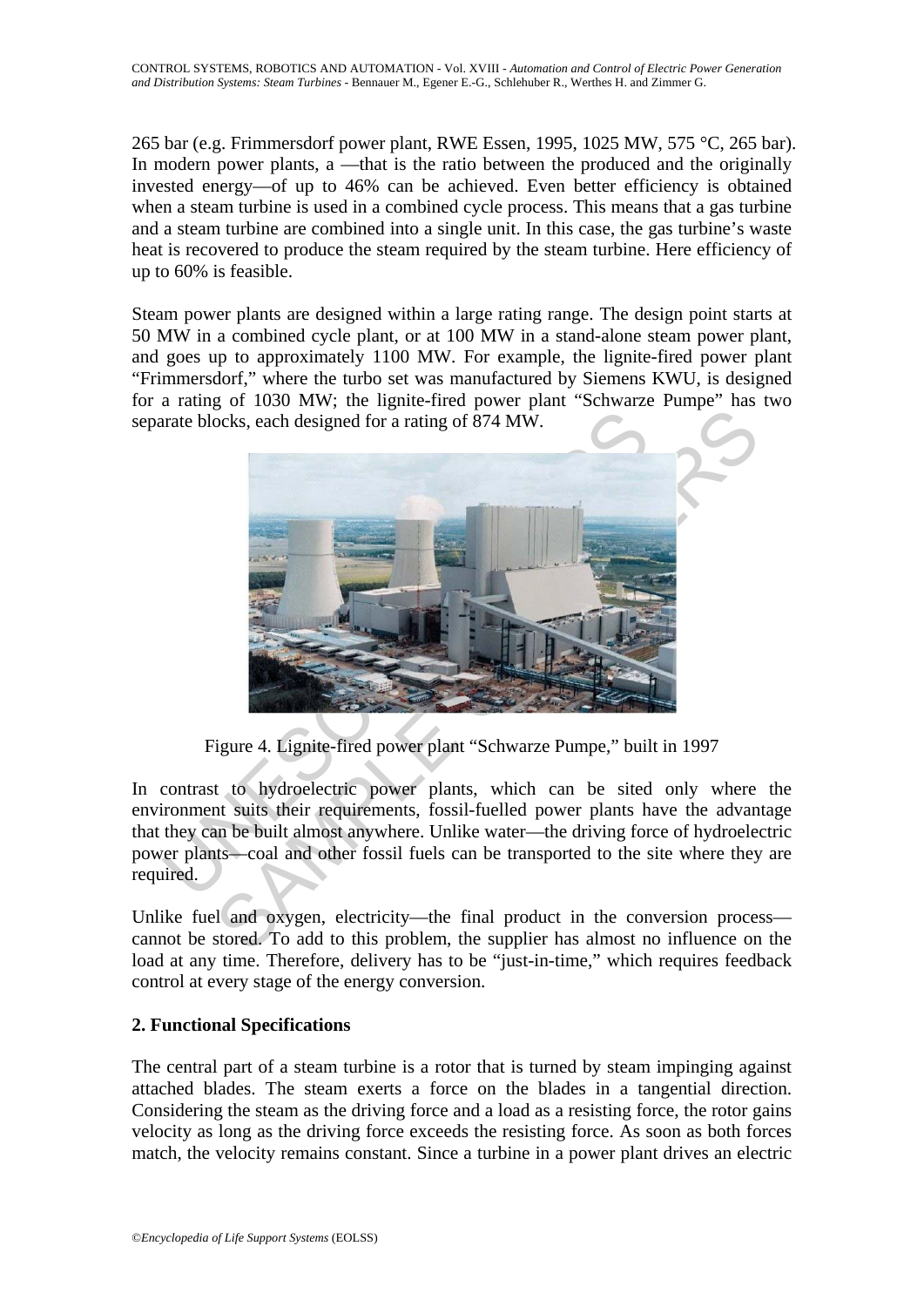265 bar (e.g. Frimmersdorf power plant, RWE Essen, 1995, 1025 MW, 575 °C, 265 bar). In modern power plants, a —that is the ratio between the produced and the originally invested energy—of up to 46% can be achieved. Even better efficiency is obtained when a steam turbine is used in a combined cycle process. This means that a gas turbine and a steam turbine are combined into a single unit. In this case, the gas turbine's waste heat is recovered to produce the steam required by the steam turbine. Here efficiency of up to 60% is feasible.

Steam power plants are designed within a large rating range. The design point starts at 50 MW in a combined cycle plant, or at 100 MW in a stand-alone steam power plant, and goes up to approximately 1100 MW. For example, the lignite-fired power plant "Frimmersdorf," where the turbo set was manufactured by Siemens KWU, is designed for a rating of 1030 MW; the lignite-fired power plant "Schwarze Pumpe" has two separate blocks, each designed for a rating of 874 MW.

Figure 4. Lignite-fired power plant "Schwarze Pumpe," built in 1997

In contrast to hydroelectric power plants, which can be sited only where the environment suits their requirements, fossil-fuelled power plants have the advantage that they can be built almost anywhere. Unlike water—the driving force of hydroelectric power plants—coal and other fossil fuels can be transported to the site where they are required.

Unlike fuel and oxygen, electricity—the final product in the conversion process—cannot be stored. To add to this problem, the supplier has almost no influence on the load at any time. Therefore, delivery has to be "just-in-time," which requires feedback control at every stage of the energy conversion.

## 2. Functional Specifications

The central part of a steam turbine is a rotor that is turned by steam impinging against attached blades. The steam exerts a force on the blades in a tangential direction. Considering the steam as the driving force and a load as a resisting force, the rotor gains velocity as long as the driving force exceeds the resisting force. As soon as both forces match, the velocity remains constant. Since a turbine in a power plant drives an electric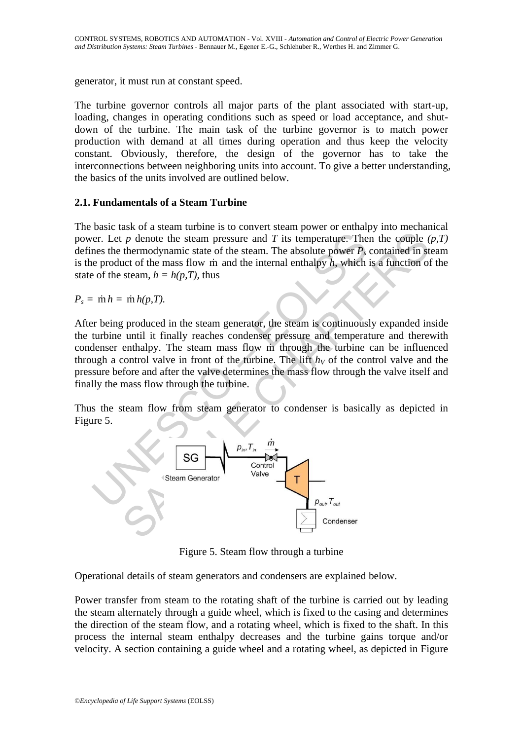generator, it must run at constant speed.

The turbine governor controls all major parts of the plant associated with start-up, loading, changes in operating conditions such as speed or load acceptance, and shut-down of the turbine. The main task of the turbine governor is to match power production with demand at all times during operation and thus keep the velocity constant. Obviously, therefore, the design of the governor has to take the interconnections between neighboring units into account. To give a better understanding, the basics of the units involved are outlined below.

### 2.1. Fundamentals of a Steam Turbine

The basic task of a steam turbine is to convert steam power or enthalpy into mechanical power. Let $p$ denote the steam pressure and $T$ its temperature. Then the couple $(p,T)$ defines the thermodynamic state of the steam. The absolute power $P_s$ contained in steam is the product of the mass flow $\dot{m}$ and the internal enthalpy $h$, which is a function of the state of the steam, $h = h(p,T)$, thus

$$P_s = \dot{m}\, h = \dot{m}\, h(p,T).$$

After being produced in the steam generator, the steam is continuously expanded inside the turbine until it finally reaches condenser pressure and temperature and therewith condenser enthalpy. The steam mass flow $\dot{m}$ through the turbine can be influenced through a control valve in front of the turbine. The lift $h_V$ of the control valve and the pressure before and after the valve determines the mass flow through the valve itself and finally the mass flow through the turbine.

Thus the steam flow from steam generator to condenser is basically as depicted in Figure 5.

Figure 5. Steam flow through a turbine

Operational details of steam generators and condensers are explained below.

Power transfer from steam to the rotating shaft of the turbine is carried out by leading the steam alternately through a guide wheel, which is fixed to the casing and determines the direction of the steam flow, and a rotating wheel, which is fixed to the shaft. In this process the internal steam enthalpy decreases and the turbine gains torque and/or velocity. A section containing a guide wheel and a rotating wheel, as depicted in Figure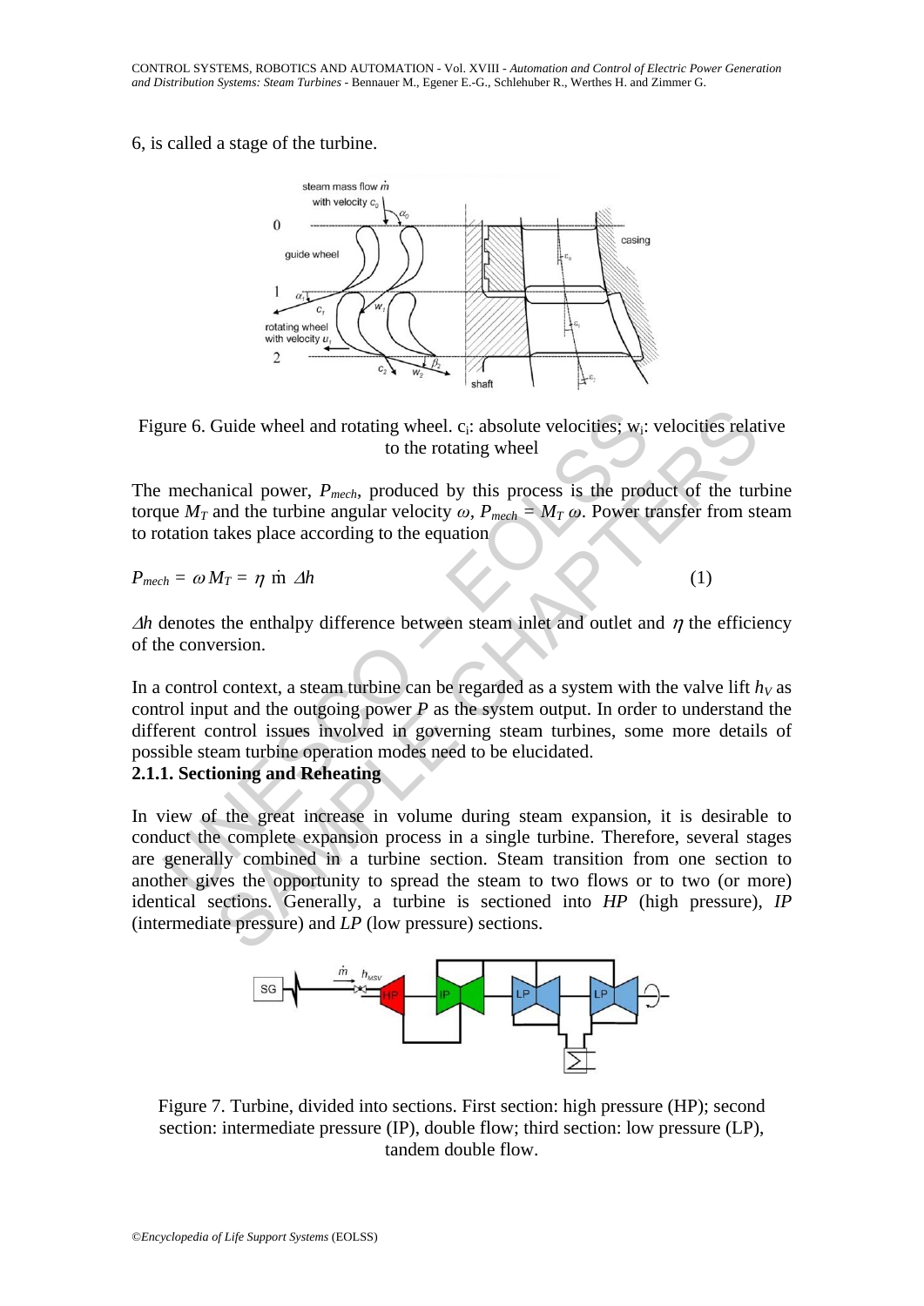6, is called a stage of the turbine.

Figure 6. Guide wheel and rotating wheel. $c_i$: absolute velocities; $w_i$: velocities relative to the rotating wheel

The mechanical power, $P_{mech}$, produced by this process is the product of the turbine torque $M_T$ and the turbine angular velocity $\omega$, $P_{mech} = M_T\,\omega$. Power transfer from steam to rotation takes place according to the equation

$$P_{mech} = \omega M_T = \eta\,\dot{m}\,\Delta h \qquad (1)$$

$\Delta h$ denotes the enthalpy difference between steam inlet and outlet and $\eta$ the efficiency of the conversion.

In a control context, a steam turbine can be regarded as a system with the valve lift $h_V$ as control input and the outgoing power $P$ as the system output. In order to understand the different control issues involved in governing steam turbines, some more details of possible steam turbine operation modes need to be elucidated.

### 2.1.1. Sectioning and Reheating

In view of the great increase in volume during steam expansion, it is desirable to conduct the complete expansion process in a single turbine. Therefore, several stages are generally combined in a turbine section. Steam transition from one section to another gives the opportunity to spread the steam to two flows or to two (or more) identical sections. Generally, a turbine is sectioned into *HP* (high pressure), *IP* (intermediate pressure) and *LP* (low pressure) sections.

Figure 7. Turbine, divided into sections. First section: high pressure (HP); second section: intermediate pressure (IP), double flow; third section: low pressure (LP), tandem double flow.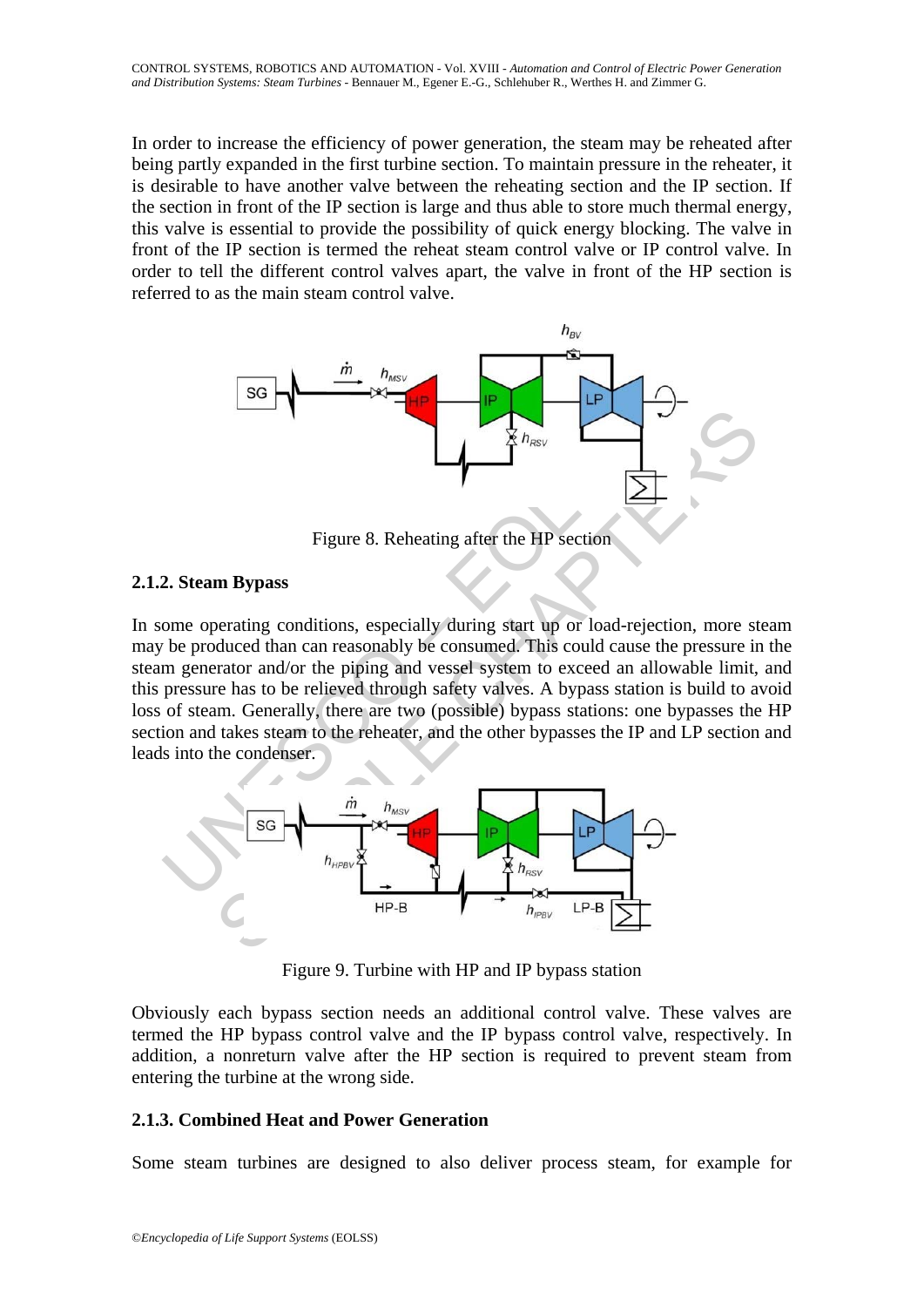In order to increase the efficiency of power generation, the steam may be reheated after being partly expanded in the first turbine section. To maintain pressure in the reheater, it is desirable to have another valve between the reheating section and the IP section. If the section in front of the IP section is large and thus able to store much thermal energy, this valve is essential to provide the possibility of quick energy blocking. The valve in front of the IP section is termed the reheat steam control valve or IP control valve. In order to tell the different control valves apart, the valve in front of the HP section is referred to as the main steam control valve.

Figure 8. Reheating after the HP section

### 2.1.2. Steam Bypass

In some operating conditions, especially during start up or load-rejection, more steam may be produced than can reasonably be consumed. This could cause the pressure in the steam generator and/or the piping and vessel system to exceed an allowable limit, and this pressure has to be relieved through safety valves. A bypass station is build to avoid loss of steam. Generally, there are two (possible) bypass stations: one bypasses the HP section and takes steam to the reheater, and the other bypasses the IP and LP section and leads into the condenser.

Figure 9. Turbine with HP and IP bypass station

Obviously each bypass section needs an additional control valve. These valves are termed the HP bypass control valve and the IP bypass control valve, respectively. In addition, a nonreturn valve after the HP section is required to prevent steam from entering the turbine at the wrong side.

### 2.1.3. Combined Heat and Power Generation

Some steam turbines are designed to also deliver process steam, for example for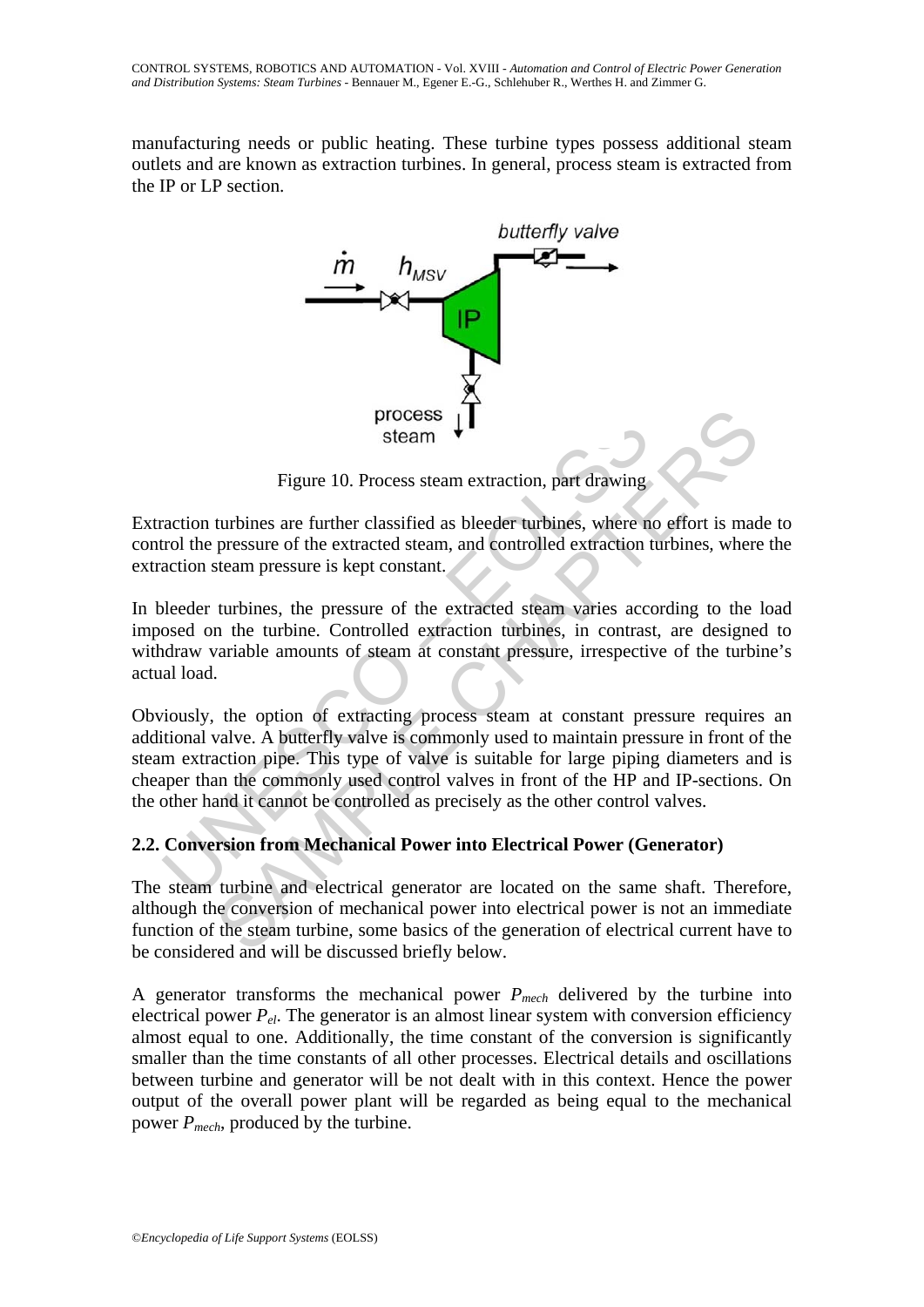manufacturing needs or public heating. These turbine types possess additional steam outlets and are known as extraction turbines. In general, process steam is extracted from the IP or LP section.

Figure 10. Process steam extraction, part drawing

Extraction turbines are further classified as bleeder turbines, where no effort is made to control the pressure of the extracted steam, and controlled extraction turbines, where the extraction steam pressure is kept constant.

In bleeder turbines, the pressure of the extracted steam varies according to the load imposed on the turbine. Controlled extraction turbines, in contrast, are designed to withdraw variable amounts of steam at constant pressure, irrespective of the turbine's actual load.

Obviously, the option of extracting process steam at constant pressure requires an additional valve. A butterfly valve is commonly used to maintain pressure in front of the steam extraction pipe. This type of valve is suitable for large piping diameters and is cheaper than the commonly used control valves in front of the HP and IP-sections. On the other hand it cannot be controlled as precisely as the other control valves.

### 2.2. Conversion from Mechanical Power into Electrical Power (Generator)

The steam turbine and electrical generator are located on the same shaft. Therefore, although the conversion of mechanical power into electrical power is not an immediate function of the steam turbine, some basics of the generation of electrical current have to be considered and will be discussed briefly below.

A generator transforms the mechanical power $P_{mech}$ delivered by the turbine into electrical power $P_{el}$. The generator is an almost linear system with conversion efficiency almost equal to one. Additionally, the time constant of the conversion is significantly smaller than the time constants of all other processes. Electrical details and oscillations between turbine and generator will be not dealt with in this context. Hence the power output of the overall power plant will be regarded as being equal to the mechanical power $P_{mech}$, produced by the turbine.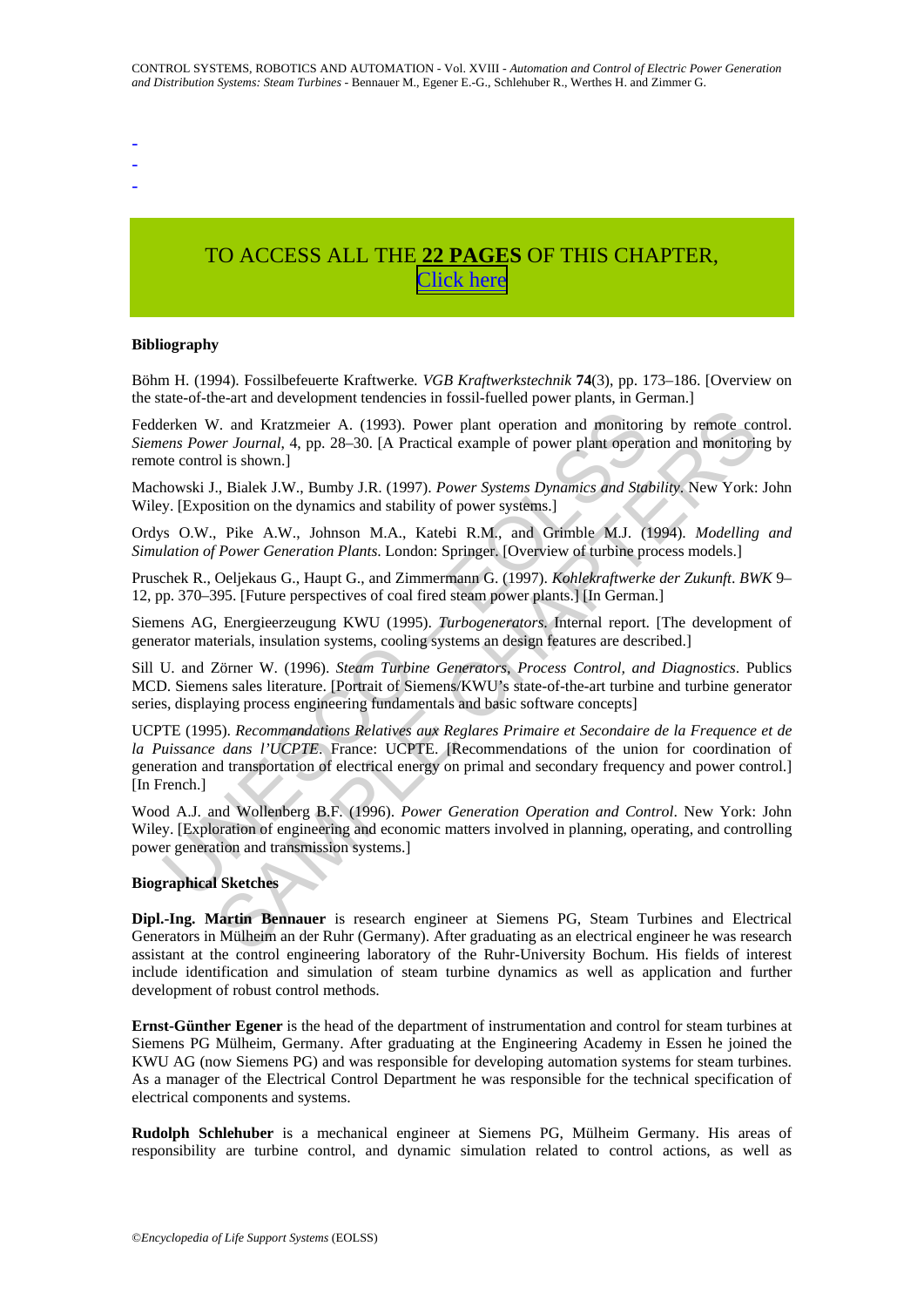-
-
-

TO ACCESS ALL THE **22 PAGES** OF THIS CHAPTER, Click here

**Bibliography**

Böhm H. (1994). Fossilbefeuerte Kraftwerke. *VGB Kraftwerkstechnik* **74**(3), pp. 173–186. [Overview on the state-of-the-art and development tendencies in fossil-fuelled power plants, in German.]

Fedderken W. and Kratzmeier A. (1993). Power plant operation and monitoring by remote control. *Siemens Power Journal*, 4, pp. 28–30. [A Practical example of power plant operation and monitoring by remote control is shown.]

Machowski J., Bialek J.W., Bumby J.R. (1997). *Power Systems Dynamics and Stability*. New York: John Wiley. [Exposition on the dynamics and stability of power systems.]

Ordys O.W., Pike A.W., Johnson M.A., Katebi R.M., and Grimble M.J. (1994). *Modelling and Simulation of Power Generation Plants*. London: Springer. [Overview of turbine process models.]

Pruschek R., Oeljekaus G., Haupt G., and Zimmermann G. (1997). *Kohlekraftwerke der Zukunft*. *BWK* 9–12, pp. 370–395. [Future perspectives of coal fired steam power plants.] [In German.]

Siemens AG, Energieerzeugung KWU (1995). *Turbogenerators*. Internal report. [The development of generator materials, insulation systems, cooling systems an design features are described.]

Sill U. and Zörner W. (1996). *Steam Turbine Generators, Process Control, and Diagnostics*. Publics MCD. Siemens sales literature. [Portrait of Siemens/KWU's state-of-the-art turbine and turbine generator series, displaying process engineering fundamentals and basic software concepts]

UCPTE (1995). *Recommandations Relatives aux Reglares Primaire et Secondaire de la Frequence et de la Puissance dans l'UCPTE*. France: UCPTE. [Recommendations of the union for coordination of generation and transportation of electrical energy on primal and secondary frequency and power control.] [In French.]

Wood A.J. and Wollenberg B.F. (1996). *Power Generation Operation and Control*. New York: John Wiley. [Exploration of engineering and economic matters involved in planning, operating, and controlling power generation and transmission systems.]

**Biographical Sketches**

**Dipl.-Ing. Martin Bennauer** is research engineer at Siemens PG, Steam Turbines and Electrical Generators in Mülheim an der Ruhr (Germany). After graduating as an electrical engineer he was research assistant at the control engineering laboratory of the Ruhr-University Bochum. His fields of interest include identification and simulation of steam turbine dynamics as well as application and further development of robust control methods.

**Ernst-Günther Egener** is the head of the department of instrumentation and control for steam turbines at Siemens PG Mülheim, Germany. After graduating at the Engineering Academy in Essen he joined the KWU AG (now Siemens PG) and was responsible for developing automation systems for steam turbines. As a manager of the Electrical Control Department he was responsible for the technical specification of electrical components and systems.

**Rudolph Schlehuber** is a mechanical engineer at Siemens PG, Mülheim Germany. His areas of responsibility are turbine control, and dynamic simulation related to control actions, as well as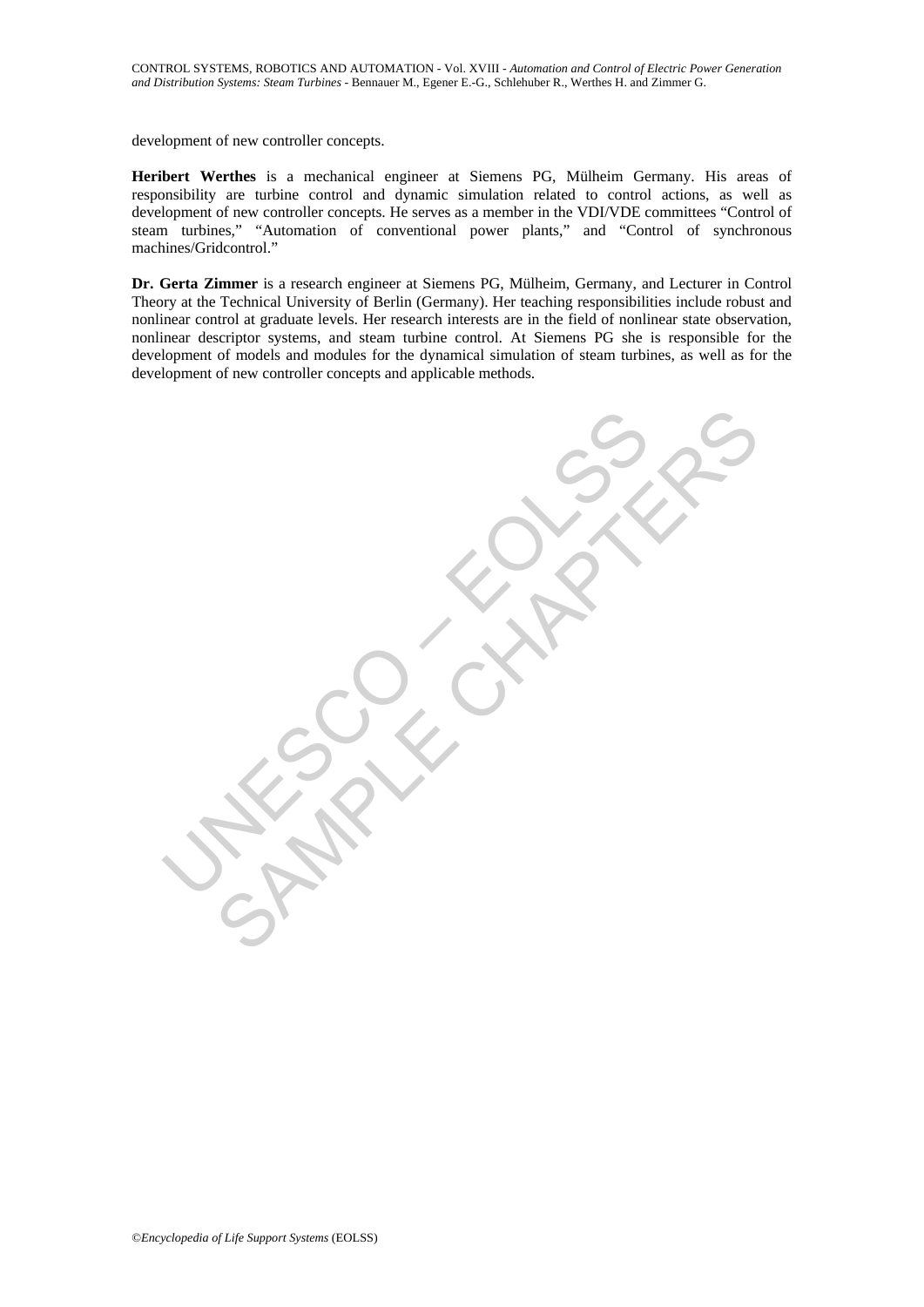development of new controller concepts.

**Heribert Werthes** is a mechanical engineer at Siemens PG, Mülheim Germany. His areas of responsibility are turbine control and dynamic simulation related to control actions, as well as development of new controller concepts. He serves as a member in the VDI/VDE committees "Control of steam turbines," "Automation of conventional power plants," and "Control of synchronous machines/Gridcontrol."

**Dr. Gerta Zimmer** is a research engineer at Siemens PG, Mülheim, Germany, and Lecturer in Control Theory at the Technical University of Berlin (Germany). Her teaching responsibilities include robust and nonlinear control at graduate levels. Her research interests are in the field of nonlinear state observation, nonlinear descriptor systems, and steam turbine control. At Siemens PG she is responsible for the development of models and modules for the dynamical simulation of steam turbines, as well as for the development of new controller concepts and applicable methods.